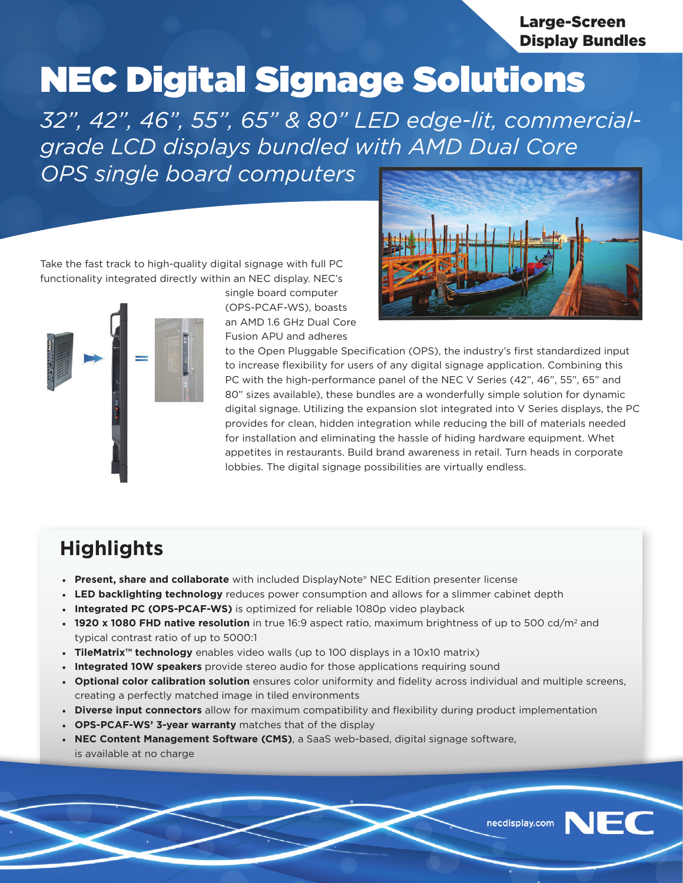Large-Screen Display Bundles

# NEC Digital Signage Solutions

*32", 42", 46", 55", 65" & 80" LED edge-lit, commercial-grade LCD displays bundled with AMD Dual Core OPS single board computers*

Take the fast track to high-quality digital signage with full PC functionality integrated directly within an NEC display. NEC's single board computer (OPS-PCAF-WS), boasts an AMD 1.6 GHz Dual Core Fusion APU and adheres to the Open Pluggable Specification (OPS), the industry's first standardized input to increase flexibility for users of any digital signage application. Combining this PC with the high-performance panel of the NEC V Series (42", 46", 55", 65" and 80" sizes available), these bundles are a wonderfully simple solution for dynamic digital signage. Utilizing the expansion slot integrated into V Series displays, the PC provides for clean, hidden integration while reducing the bill of materials needed for installation and eliminating the hassle of hiding hardware equipment. Whet appetites in restaurants. Build brand awareness in retail. Turn heads in corporate lobbies. The digital signage possibilities are virtually endless.

## Highlights

- **Present, share and collaborate** with included DisplayNote® NEC Edition presenter license
- **LED backlighting technology** reduces power consumption and allows for a slimmer cabinet depth
- **Integrated PC (OPS-PCAF-WS)** is optimized for reliable 1080p video playback
- **1920 x 1080 FHD native resolution** in true 16:9 aspect ratio, maximum brightness of up to 500 cd/m² and typical contrast ratio of up to 5000:1
- **TileMatrix™ technology** enables video walls (up to 100 displays in a 10x10 matrix)
- **Integrated 10W speakers** provide stereo audio for those applications requiring sound
- **Optional color calibration solution** ensures color uniformity and fidelity across individual and multiple screens, creating a perfectly matched image in tiled environments
- **Diverse input connectors** allow for maximum compatibility and flexibility during product implementation
- **OPS-PCAF-WS' 3-year warranty** matches that of the display
- **NEC Content Management Software (CMS)**, a SaaS web-based, digital signage software, is available at no charge

necdisplay.com NEC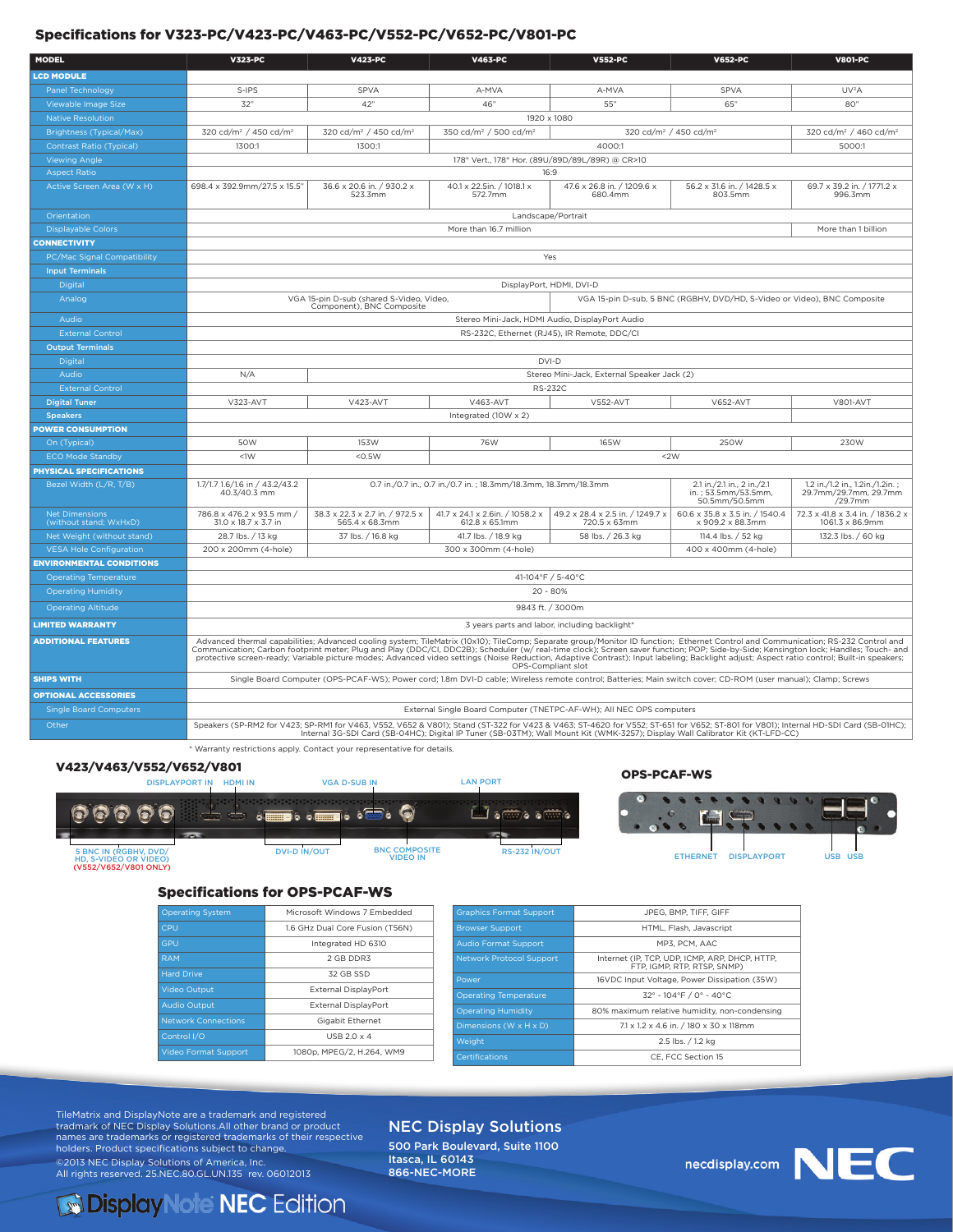## Specifications for V323-PC/V423-PC/V463-PC/V552-PC/V652-PC/V801-PC

| MODEL | V323-PC | V423-PC | V463-PC | V552-PC | V652-PC | V801-PC |
|---|---|---|---|---|---|---|
| **LCD MODULE** | | | | | | |
| Panel Technology | S-IPS | SPVA | A-MVA | A-MVA | SPVA | UV²A |
| Viewable Image Size | 32" | 42" | 46" | 55" | 65" | 80" |
| Native Resolution | 1920 x 1080 | | | | | |
| Brightness (Typical/Max) | 320 cd/m² / 450 cd/m² | 320 cd/m² / 450 cd/m² | 350 cd/m² / 500 cd/m² | 320 cd/m² / 450 cd/m² | | 320 cd/m² / 460 cd/m² |
| Contrast Ratio (Typical) | 1300:1 | 1300:1 | 4000:1 | | | 5000:1 |
| Viewing Angle | 178° Vert., 178° Hor. (89U/89D/89L/89R) @ CR>10 | | | | | |
| Aspect Ratio | 16:9 | | | | | |
| Active Screen Area (W x H) | 698.4 x 392.9mm/27.5 x 15.5" | 36.6 x 20.6 in. / 930.2 x 523.3mm | 40.1 x 22.5in. / 1018.1 x 572.7mm | 47.6 x 26.8 in. / 1209.6 x 680.4mm | 56.2 x 31.6 in. / 1428.5 x 803.5mm | 69.7 x 39.2 in. / 1771.2 x 996.3mm |
| Orientation | Landscape/Portrait | | | | | |
| Displayable Colors | More than 16.7 million | | | | | More than 1 billion |
| **CONNECTIVITY** | | | | | | |
| PC/Mac Signal Compatibility | Yes | | | | | |
| Input Terminals | | | | | | |
| Digital | DisplayPort, HDMI, DVI-D | | | | | |
| Analog | VGA 15-pin D-sub (shared S-Video, Video, Component), BNC Composite | | VGA 15-pin D-sub, 5 BNC (RGBHV, DVD/HD, S-Video or Video), BNC Composite | | | |
| Audio | Stereo Mini-Jack, HDMI Audio, DisplayPort Audio | | | | | |
| External Control | RS-232C, Ethernet (RJ45), IR Remote, DDC/CI | | | | | |
| Output Terminals | | | | | | |
| Digital | DVI-D | | | | | |
| Audio | N/A | Stereo Mini-Jack, External Speaker Jack (2) | | | | |
| External Control | RS-232C | | | | | |
| Digital Tuner | V323-AVT | V423-AVT | V463-AVT | V552-AVT | V652-AVT | V801-AVT |
| Speakers | Integrated (10W x 2) | | | | | |
| **POWER CONSUMPTION** | | | | | | |
| On (Typical) | 50W | 153W | 76W | 165W | 250W | 230W |
| ECO Mode Standby | <1W | <0.5W | <2W | | | |
| **PHYSICAL SPECIFICATIONS** | | | | | | |
| Bezel Width (L/R, T/B) | 1.7/1.7 1.6/1.6 in / 43.2/43.2 40.3/40.3 mm | 0.7 in./0.7 in., 0.7 in./0.7 in. ; 18.3mm/18.3mm, 18.3mm/18.3mm | | | 2.1 in./2.1 in., 2 in./2.1 in. ; 53.5mm/53.5mm, 50.5mm/50.5mm | 1.2 in./1.2 in., 1.2in./1.2in. ; 29.7mm/29.7mm, 29.7mm /29.7mm |
| Net Dimensions (without stand; WxHxD) | 786.8 x 476.2 x 93.5 mm / 31.0 x 18.7 x 3.7 in | 38.3 x 22.3 x 2.7 in. / 972.5 x 565.4 x 68.3mm | 41.7 x 24.1 x 2.6in. / 1058.2 x 612.8 x 65.1mm | 49.2 x 28.4 x 2.5 in. / 1249.7 x 720.5 x 63mm | 60.6 x 35.8 x 3.5 in. / 1540.4 x 909.2 x 88.3mm | 72.3 x 41.8 x 3.4 in. / 1836.2 x 1061.3 x 86.9mm |
| Net Weight (without stand) | 28.7 lbs. / 13 kg | 37 lbs. / 16.8 kg | 41.7 lbs. / 18.9 kg | 58 lbs. / 26.3 kg | 114.4 lbs. / 52 kg | 132.3 lbs. / 60 kg |
| VESA Hole Configuration | 200 x 200mm (4-hole) | 300 x 300mm (4-hole) | | | 400 x 400mm (4-hole) | |
| **ENVIRONMENTAL CONDITIONS** | | | | | | |
| Operating Temperature | 41-104°F / 5-40°C | | | | | |
| Operating Humidity | 20 - 80% | | | | | |
| Operating Altitude | 9843 ft. / 3000m | | | | | |
| **LIMITED WARRANTY** | 3 years parts and labor, including backlight* | | | | | |
| **ADDITIONAL FEATURES** | Advanced thermal capabilities; Advanced cooling system; TileMatrix (10x10); TileComp; Separate group/Monitor ID function; Ethernet Control and Communication; RS-232 Control and Communication; Carbon footprint meter; Plug and Play (DDC/CI, DDC2B); Scheduler (w/ real-time clock); Screen saver function; POP; Side-by-Side; Kensington lock; Handles; Touch- and protective screen-ready; Variable picture modes; Advanced video settings (Noise Reduction, Adaptive Contrast); Input labeling; Backlight adjust; Aspect ratio control; Built-in speakers; OPS-Compliant slot | | | | | |
| **SHIPS WITH** | Single Board Computer (OPS-PCAF-WS); Power cord; 1.8m DVI-D cable; Wireless remote control; Batteries; Main switch cover; CD-ROM (user manual); Clamp; Screws | | | | | |
| **OPTIONAL ACCESSORIES** | | | | | | |
| Single Board Computers | External Single Board Computer (TNETPC-AF-WH); All NEC OPS computers | | | | | |
| Other | Speakers (SP-RM2 for V423; SP-RM1 for V463, V552, V652 & V801); Stand (ST-322 for V423 & V463; ST-4620 for V552; ST-651 for V652; ST-801 for V801); Internal HD-SDI Card (SB-01HC); Internal 3G-SDI Card (SB-04HC); Digital IP Tuner (SB-03TM); Wall Mount Kit (WMK-3257); Display Wall Calibrator Kit (KT-LFD-CC) | | | | | |

* Warranty restrictions apply. Contact your representative for details.

### V423/V463/V552/V652/V801

DISPLAYPORT IN
HDMI IN
VGA D-SUB IN
LAN PORT
5 BNC IN (RGBHV, DVD/HD, S-VIDEO OR VIDEO) (V552/V652/V801 ONLY)
DVI-D IN/OUT
BNC COMPOSITE VIDEO IN
RS-232 IN/OUT

### OPS-PCAF-WS

ETHERNET
DISPLAYPORT
USB
USB

## Specifications for OPS-PCAF-WS

| | |
|---|---|
| Operating System | Microsoft Windows 7 Embedded |
| CPU | 1.6 GHz Dual Core Fusion (T56N) |
| GPU | Integrated HD 6310 |
| RAM | 2 GB DDR3 |
| Hard Drive | 32 GB SSD |
| Video Output | External DisplayPort |
| Audio Output | External DisplayPort |
| Network Connections | Gigabit Ethernet |
| Control I/O | USB 2.0 x 4 |
| Video Format Support | 1080p, MPEG/2, H.264, WM9 |

| | |
|---|---|
| Graphics Format Support | JPEG, BMP, TIFF, GIFF |
| Browser Support | HTML, Flash, Javascript |
| Audio Format Support | MP3, PCM, AAC |
| Network Protocol Support | Internet (IP, TCP, UDP, ICMP, ARP, DHCP, HTTP, FTP, IGMP, RTP, RTSP, SNMP) |
| Power | 16VDC Input Voltage, Power Dissipation (35W) |
| Operating Temperature | 32° - 104°F / 0° - 40°C |
| Operating Humidity | 80% maximum relative humidity, non-condensing |
| Dimensions (W x H x D) | 7.1 x 1.2 x 4.6 in. / 180 x 30 x 118mm |
| Weight | 2.5 lbs. / 1.2 kg |
| Certifications | CE, FCC Section 15 |

TileMatrix and DisplayNote are a trademark and registered tradmark of NEC Display Solutions.All other brand or product names are trademarks or registered trademarks of their respective holders. Product specifications subject to change.
©2013 NEC Display Solutions of America, Inc.
All rights reserved. 25.NEC.80.GL.UN.135 rev. 06012013

**NEC Display Solutions**
500 Park Boulevard, Suite 1100
Itasca, IL 60143
866-NEC-MORE

necdisplay.com NEC

DisplayNote NEC Edition